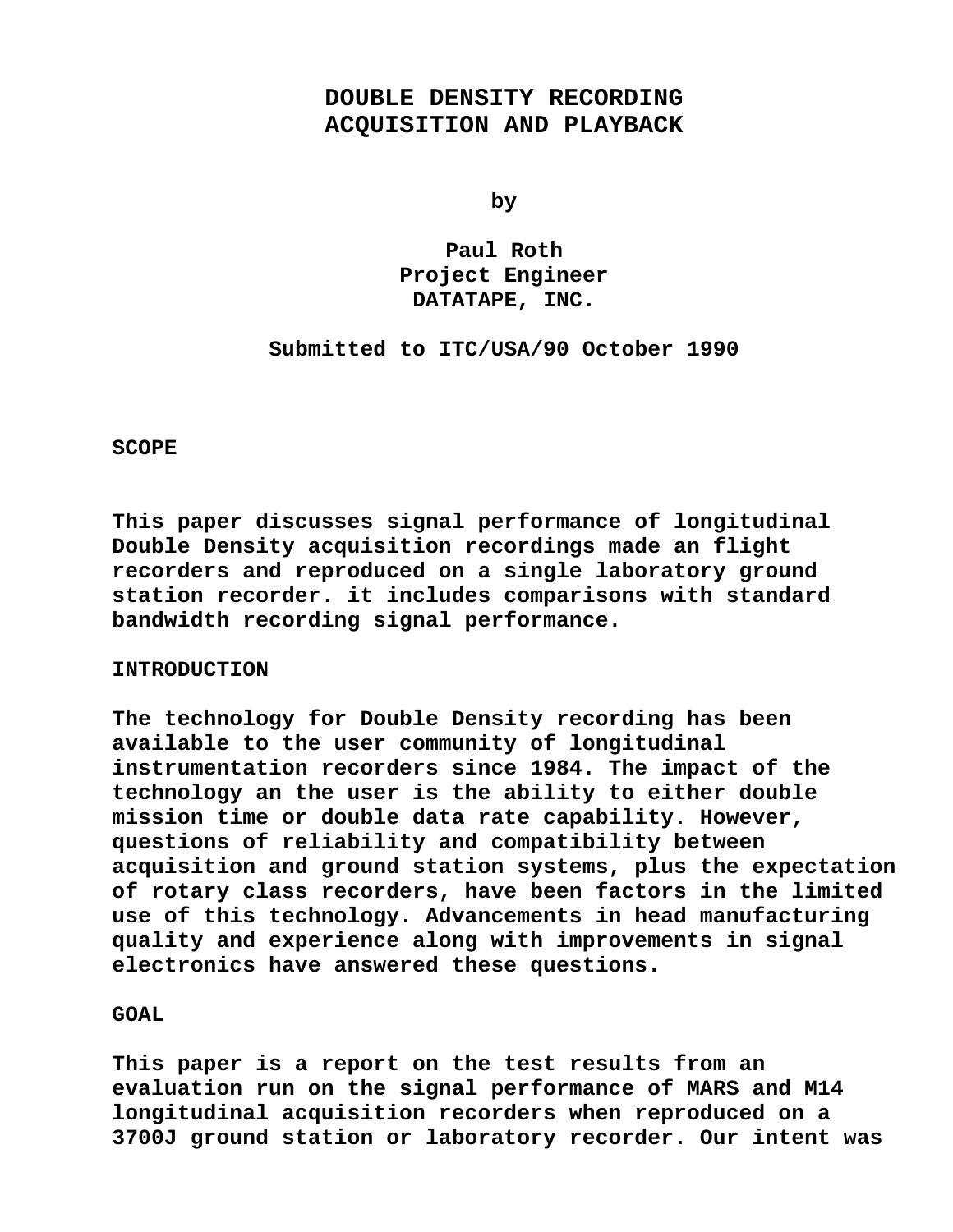# DOUBLE DENSITY RECORDING ACQUISITION AND PLAYBACK

**by**

**Paul Roth**
**Project Engineer**
**DATATAPE, INC.**

**Submitted to ITC/USA/90 October 1990**

## SCOPE

This paper discusses signal performance of longitudinal Double Density acquisition recordings made an flight recorders and reproduced on a single laboratory ground station recorder. it includes comparisons with standard bandwidth recording signal performance.

## INTRODUCTION

The technology for Double Density recording has been available to the user community of longitudinal instrumentation recorders since 1984. The impact of the technology an the user is the ability to either double mission time or double data rate capability. However, questions of reliability and compatibility between acquisition and ground station systems, plus the expectation of rotary class recorders, have been factors in the limited use of this technology. Advancements in head manufacturing quality and experience along with improvements in signal electronics have answered these questions.

## GOAL

This paper is a report on the test results from an evaluation run on the signal performance of MARS and M14 longitudinal acquisition recorders when reproduced on a 3700J ground station or laboratory recorder. Our intent was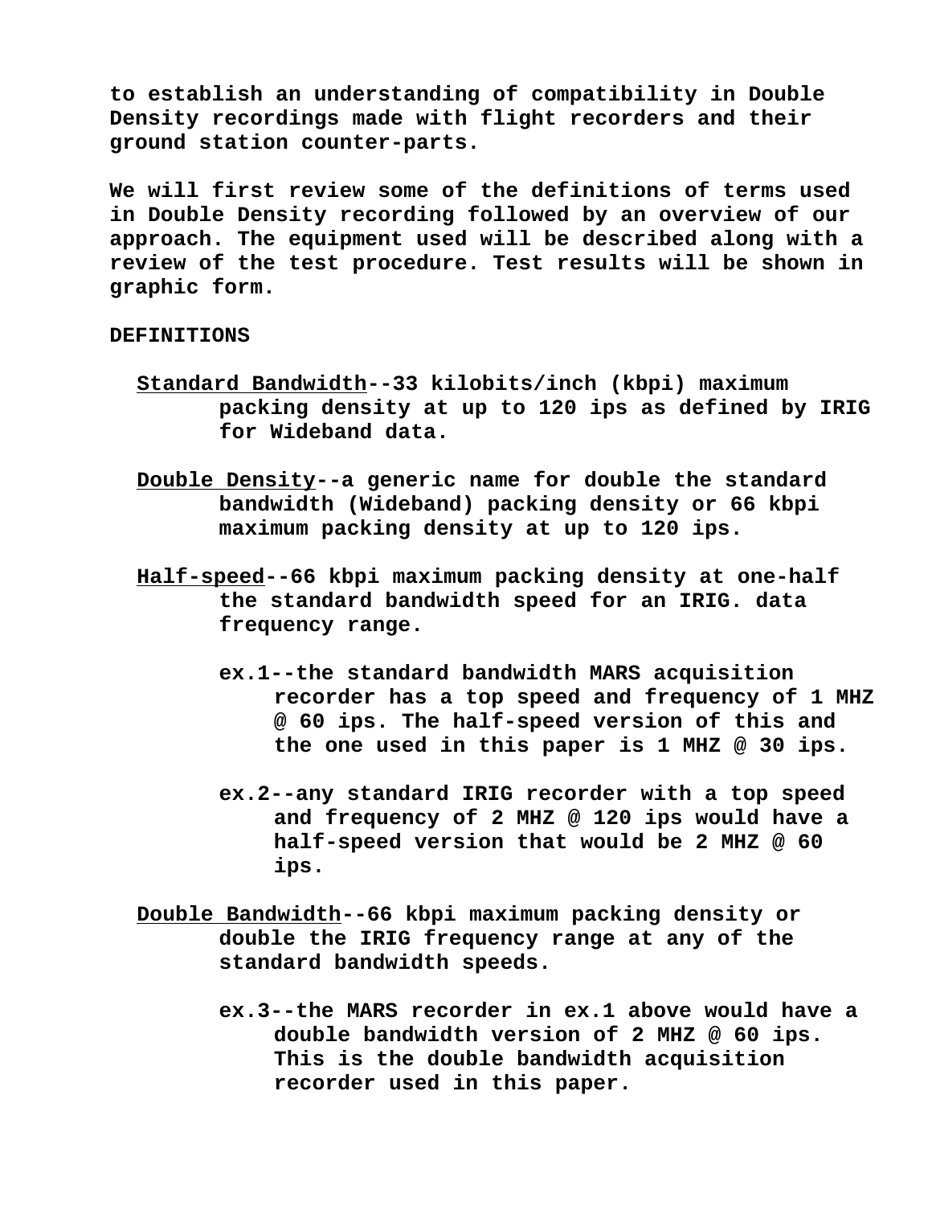to establish an understanding of compatibility in Double Density recordings made with flight recorders and their ground station counter-parts.

We will first review some of the definitions of terms used in Double Density recording followed by an overview of our approach. The equipment used will be described along with a review of the test procedure. Test results will be shown in graphic form.

## DEFINITIONS

<u>Standard Bandwidth</u>--33 kilobits/inch (kbpi) maximum packing density at up to 120 ips as defined by IRIG for Wideband data.

<u>Double Density</u>--a generic name for double the standard bandwidth (Wideband) packing density or 66 kbpi maximum packing density at up to 120 ips.

<u>Half-speed</u>--66 kbpi maximum packing density at one-half the standard bandwidth speed for an IRIG. data frequency range.

> ex.1--the standard bandwidth MARS acquisition recorder has a top speed and frequency of 1 MHZ @ 60 ips. The half-speed version of this and the one used in this paper is 1 MHZ @ 30 ips.
>
> ex.2--any standard IRIG recorder with a top speed and frequency of 2 MHZ @ 120 ips would have a half-speed version that would be 2 MHZ @ 60 ips.

<u>Double Bandwidth</u>--66 kbpi maximum packing density or double the IRIG frequency range at any of the standard bandwidth speeds.

> ex.3--the MARS recorder in ex.1 above would have a double bandwidth version of 2 MHZ @ 60 ips. This is the double bandwidth acquisition recorder used in this paper.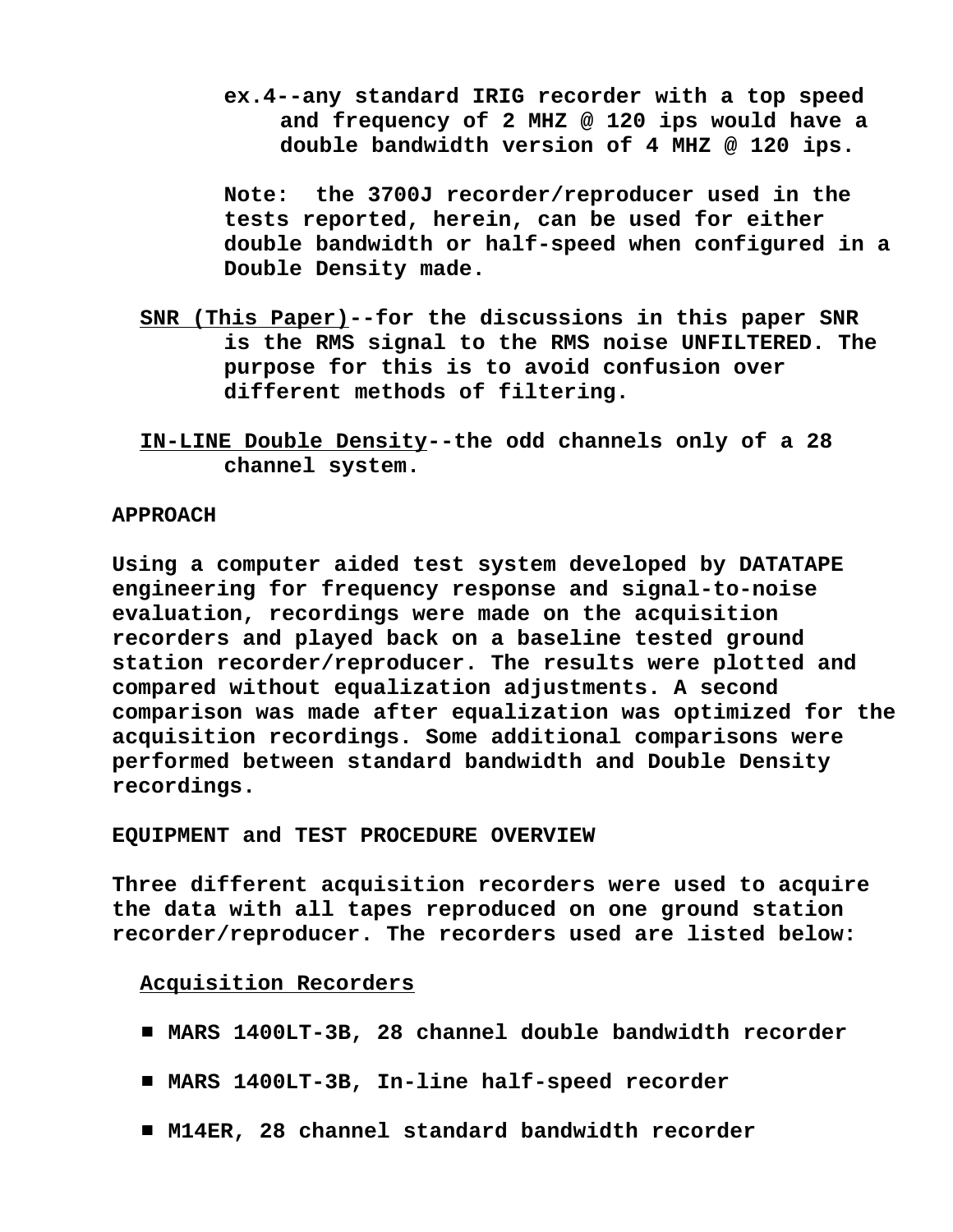ex.4--any standard IRIG recorder with a top speed and frequency of 2 MHZ @ 120 ips would have a double bandwidth version of 4 MHZ @ 120 ips.

Note: the 3700J recorder/reproducer used in the tests reported, herein, can be used for either double bandwidth or half-speed when configured in a Double Density made.

SNR (This Paper)--for the discussions in this paper SNR is the RMS signal to the RMS noise UNFILTERED. The purpose for this is to avoid confusion over different methods of filtering.

IN-LINE Double Density--the odd channels only of a 28 channel system.

## APPROACH

Using a computer aided test system developed by DATATAPE engineering for frequency response and signal-to-noise evaluation, recordings were made on the acquisition recorders and played back on a baseline tested ground station recorder/reproducer. The results were plotted and compared without equalization adjustments. A second comparison was made after equalization was optimized for the acquisition recordings. Some additional comparisons were performed between standard bandwidth and Double Density recordings.

## EQUIPMENT and TEST PROCEDURE OVERVIEW

Three different acquisition recorders were used to acquire the data with all tapes reproduced on one ground station recorder/reproducer. The recorders used are listed below:

Acquisition Recorders

- MARS 1400LT-3B, 28 channel double bandwidth recorder
- MARS 1400LT-3B, In-line half-speed recorder
- M14ER, 28 channel standard bandwidth recorder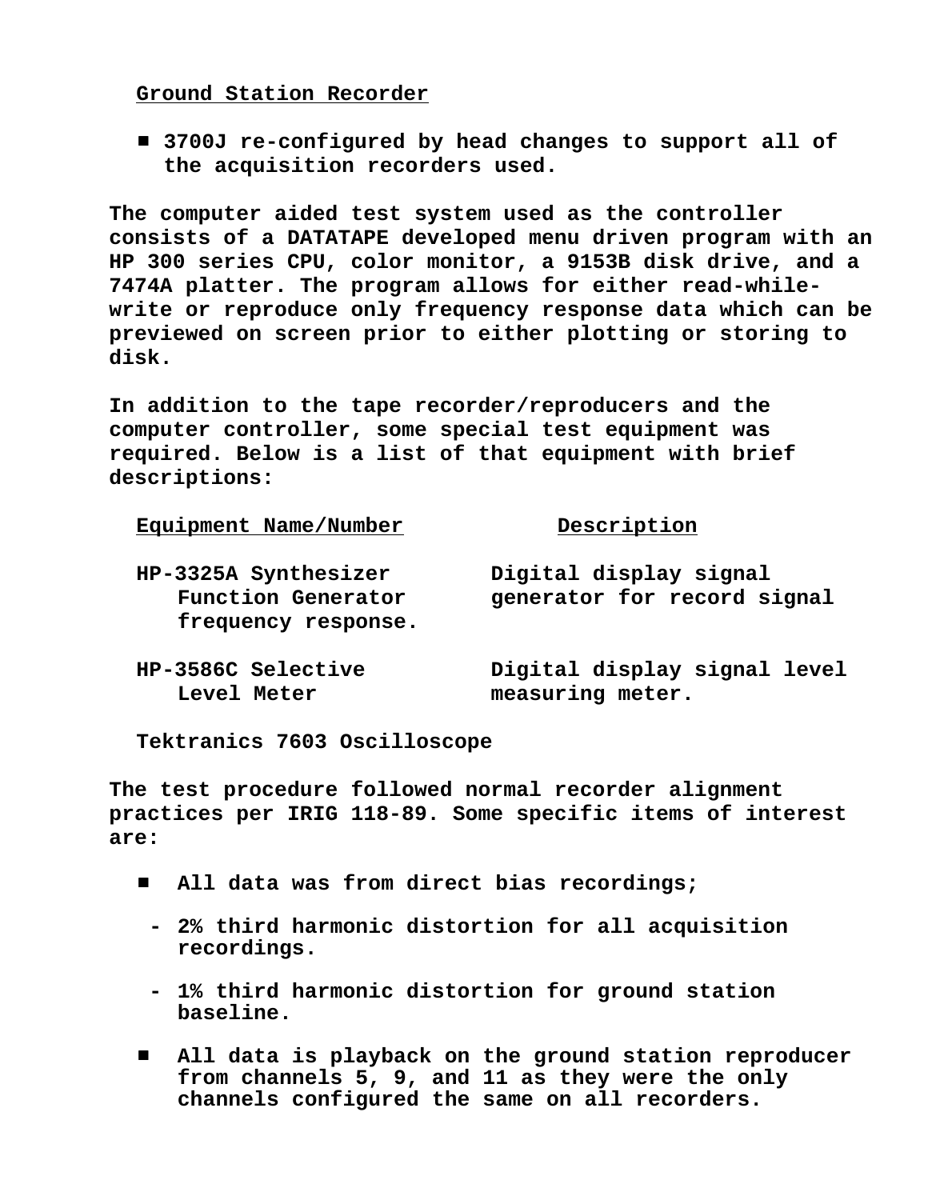<u>Ground Station Recorder</u>

- 3700J re-configured by head changes to support all of the acquisition recorders used.

The computer aided test system used as the controller consists of a DATATAPE developed menu driven program with an HP 300 series CPU, color monitor, a 9153B disk drive, and a 7474A platter. The program allows for either read-while-write or reproduce only frequency response data which can be previewed on screen prior to either plotting or storing to disk.

In addition to the tape recorder/reproducers and the computer controller, some special test equipment was required. Below is a list of that equipment with brief descriptions:

| Equipment Name/Number | Description |
|---|---|
| HP-3325A Synthesizer Function Generator frequency response. | Digital display signal generator for record signal |
| HP-3586C Selective Level Meter | Digital display signal level measuring meter. |
| Tektranics 7603 Oscilloscope | |

The test procedure followed normal recorder alignment practices per IRIG 118-89. Some specific items of interest are:

- All data was from direct bias recordings;
  - 2% third harmonic distortion for all acquisition recordings.
  - 1% third harmonic distortion for ground station baseline.
- All data is playback on the ground station reproducer from channels 5, 9, and 11 as they were the only channels configured the same on all recorders.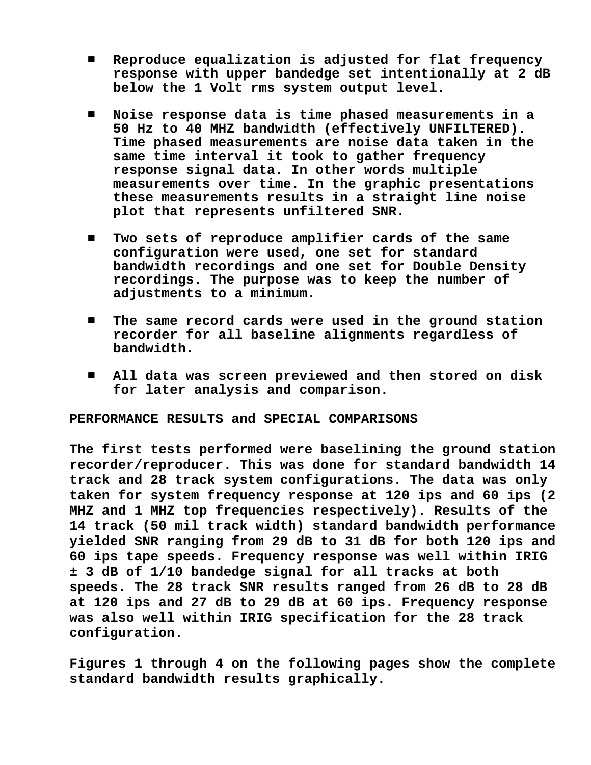- **Reproduce equalization is adjusted for flat frequency response with upper bandedge set intentionally at 2 dB below the 1 Volt rms system output level.**

- **Noise response data is time phased measurements in a 50 Hz to 40 MHZ bandwidth (effectively UNFILTERED). Time phased measurements are noise data taken in the same time interval it took to gather frequency response signal data. In other words multiple measurements over time. In the graphic presentations these measurements results in a straight line noise plot that represents unfiltered SNR.**

- **Two sets of reproduce amplifier cards of the same configuration were used, one set for standard bandwidth recordings and one set for Double Density recordings. The purpose was to keep the number of adjustments to a minimum.**

- **The same record cards were used in the ground station recorder for all baseline alignments regardless of bandwidth.**

- **All data was screen previewed and then stored on disk for later analysis and comparison.**

**PERFORMANCE RESULTS and SPECIAL COMPARISONS**

**The first tests performed were baselining the ground station recorder/reproducer. This was done for standard bandwidth 14 track and 28 track system configurations. The data was only taken for system frequency response at 120 ips and 60 ips (2 MHZ and 1 MHZ top frequencies respectively). Results of the 14 track (50 mil track width) standard bandwidth performance yielded SNR ranging from 29 dB to 31 dB for both 120 ips and 60 ips tape speeds. Frequency response was well within IRIG ± 3 dB of 1/10 bandedge signal for all tracks at both speeds. The 28 track SNR results ranged from 26 dB to 28 dB at 120 ips and 27 dB to 29 dB at 60 ips. Frequency response was also well within IRIG specification for the 28 track configuration.**

**Figures 1 through 4 on the following pages show the complete standard bandwidth results graphically.**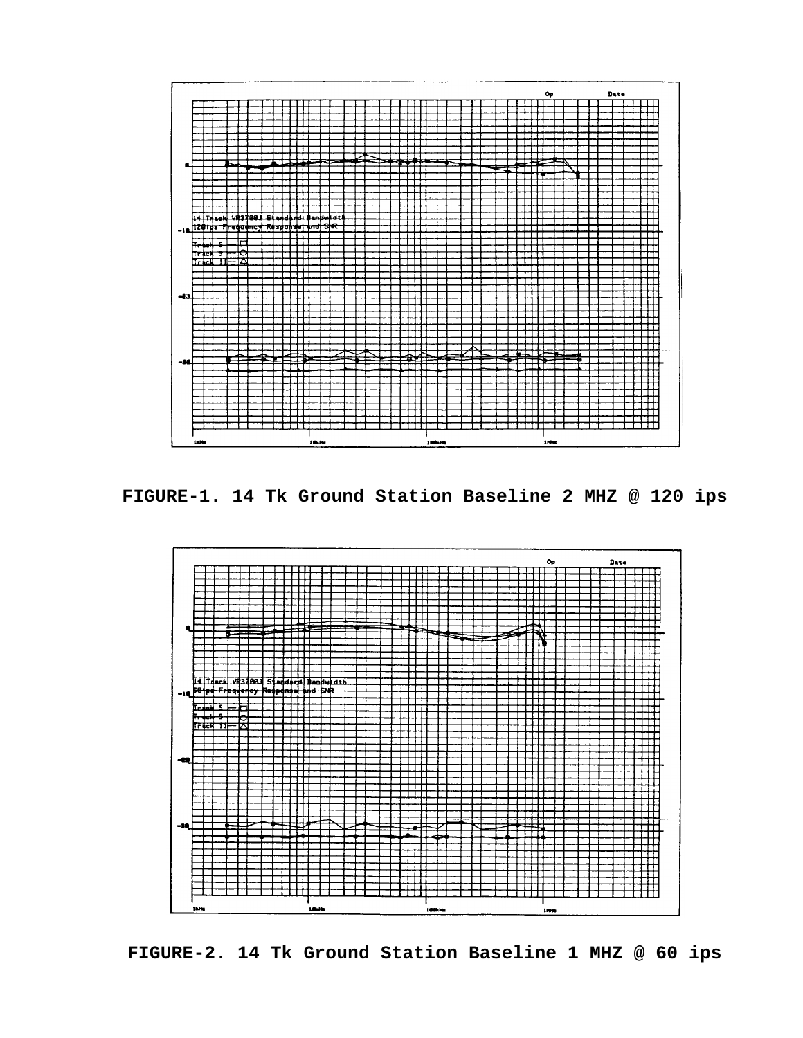FIGURE-1. 14 Tk Ground Station Baseline 2 MHZ @ 120 ips

FIGURE-2. 14 Tk Ground Station Baseline 1 MHZ @ 60 ips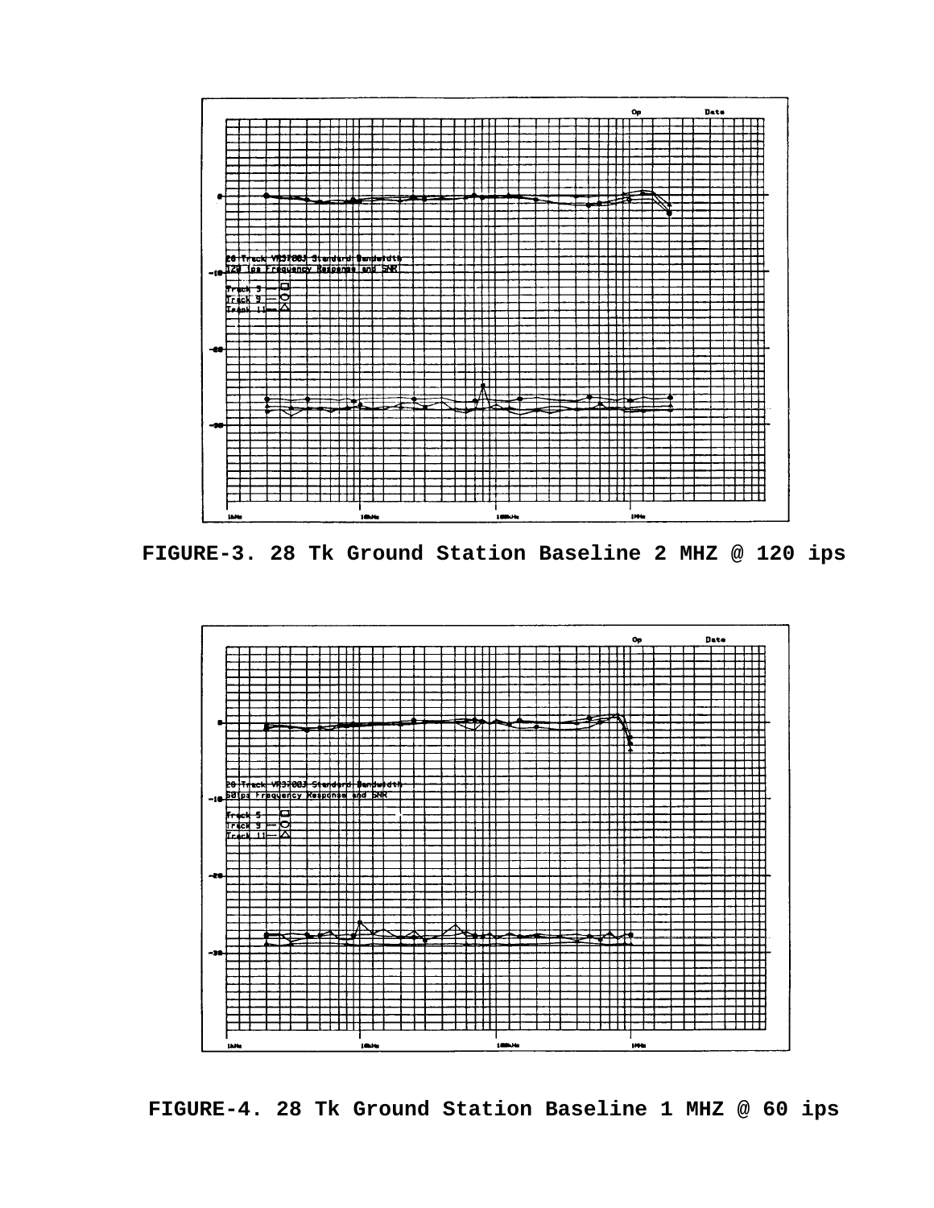FIGURE-3. 28 Tk Ground Station Baseline 2 MHZ @ 120 ips

FIGURE-4. 28 Tk Ground Station Baseline 1 MHZ @ 60 ips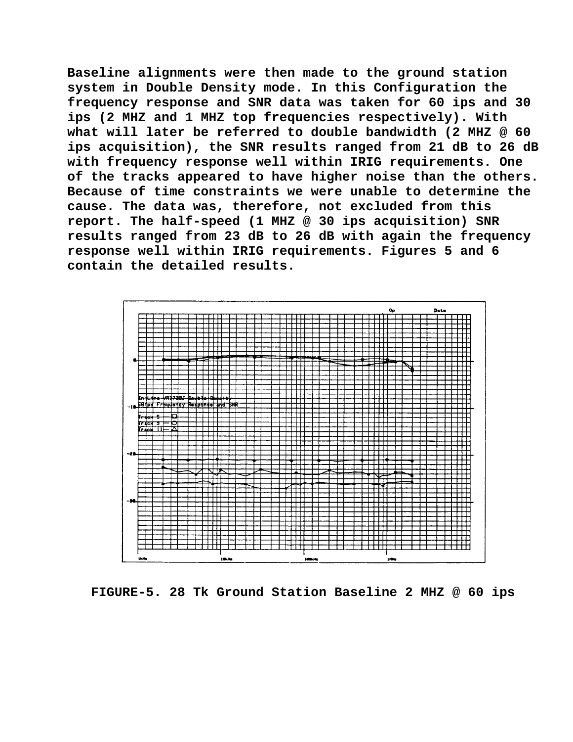Baseline alignments were then made to the ground station system in Double Density mode. In this Configuration the frequency response and SNR data was taken for 60 ips and 30 ips (2 MHZ and 1 MHZ top frequencies respectively). With what will later be referred to double bandwidth (2 MHZ @ 60 ips acquisition), the SNR results ranged from 21 dB to 26 dB with frequency response well within IRIG requirements. One of the tracks appeared to have higher noise than the others. Because of time constraints we were unable to determine the cause. The data was, therefore, not excluded from this report. The half-speed (1 MHZ @ 30 ips acquisition) SNR results ranged from 23 dB to 26 dB with again the frequency response well within IRIG requirements. Figures 5 and 6 contain the detailed results.

FIGURE-5. 28 Tk Ground Station Baseline 2 MHZ @ 60 ips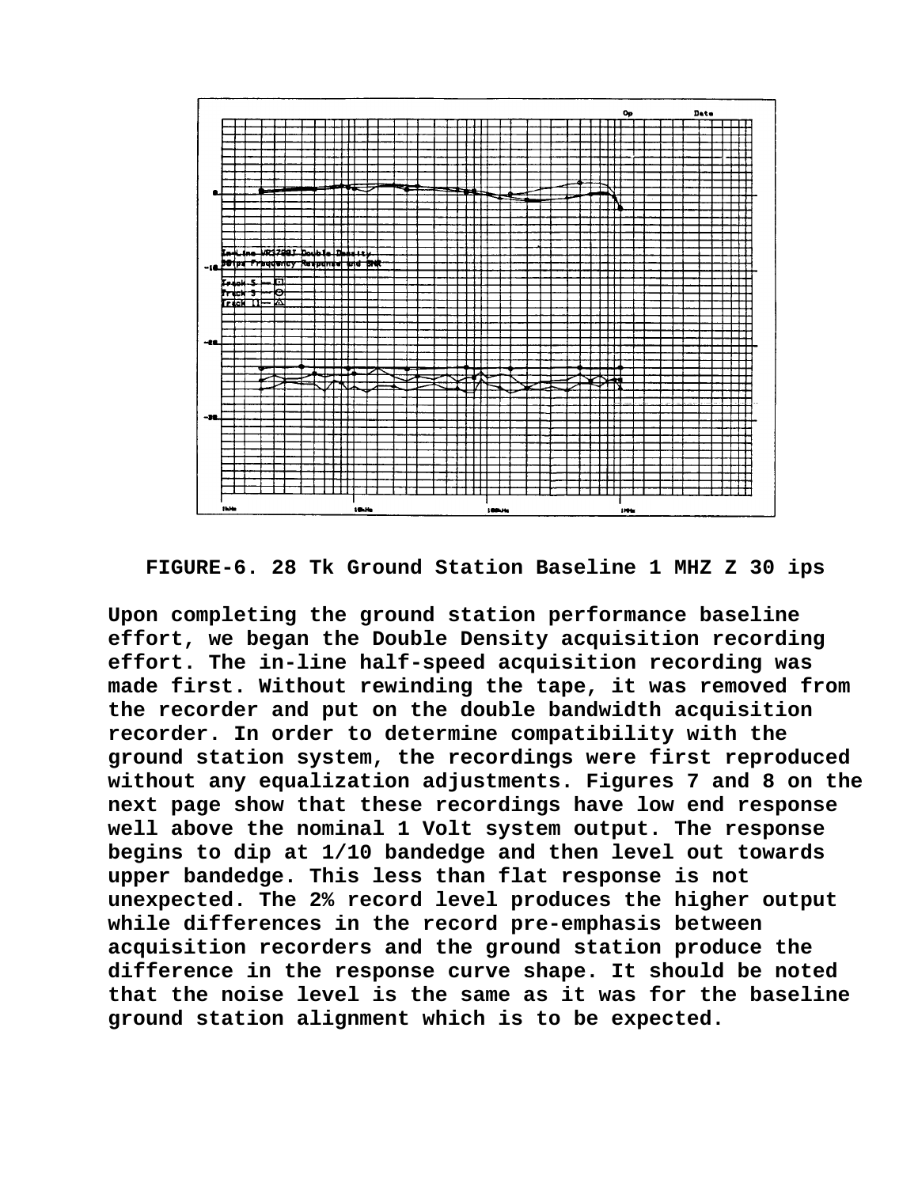FIGURE-6. 28 Tk Ground Station Baseline 1 MHZ Z 30 ips

Upon completing the ground station performance baseline effort, we began the Double Density acquisition recording effort. The in-line half-speed acquisition recording was made first. Without rewinding the tape, it was removed from the recorder and put on the double bandwidth acquisition recorder. In order to determine compatibility with the ground station system, the recordings were first reproduced without any equalization adjustments. Figures 7 and 8 on the next page show that these recordings have low end response well above the nominal 1 Volt system output. The response begins to dip at 1/10 bandedge and then level out towards upper bandedge. This less than flat response is not unexpected. The 2% record level produces the higher output while differences in the record pre-emphasis between acquisition recorders and the ground station produce the difference in the response curve shape. It should be noted that the noise level is the same as it was for the baseline ground station alignment which is to be expected.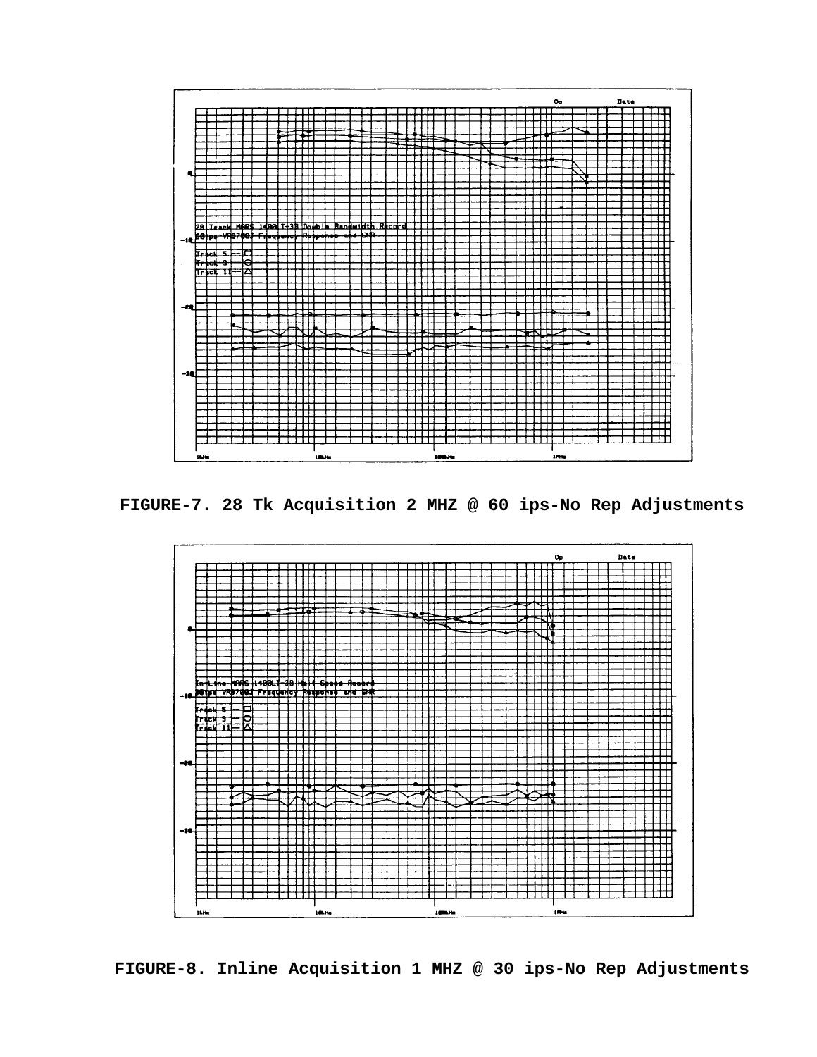FIGURE-7. 28 Tk Acquisition 2 MHZ @ 60 ips-No Rep Adjustments

FIGURE-8. Inline Acquisition 1 MHZ @ 30 ips-No Rep Adjustments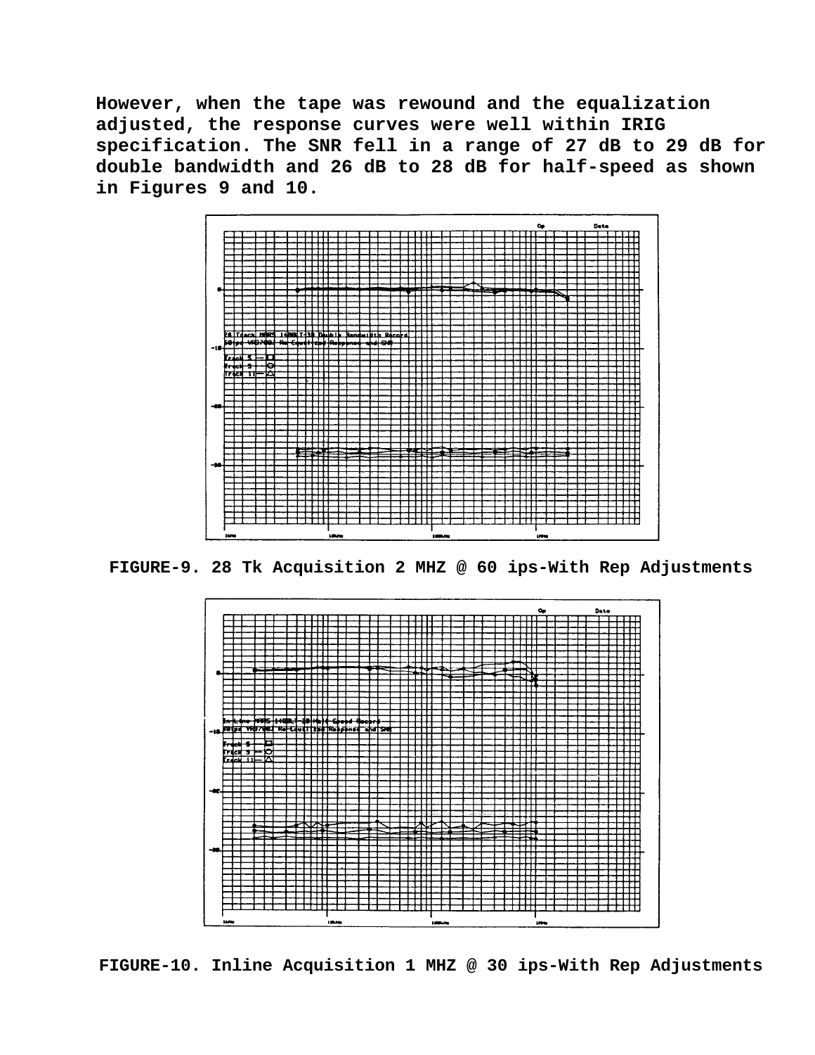However, when the tape was rewound and the equalization adjusted, the response curves were well within IRIG specification. The SNR fell in a range of 27 dB to 29 dB for double bandwidth and 26 dB to 28 dB for half-speed as shown in Figures 9 and 10.

FIGURE-9. 28 Tk Acquisition 2 MHZ @ 60 ips-With Rep Adjustments

FIGURE-10. Inline Acquisition 1 MHZ @ 30 ips-With Rep Adjustments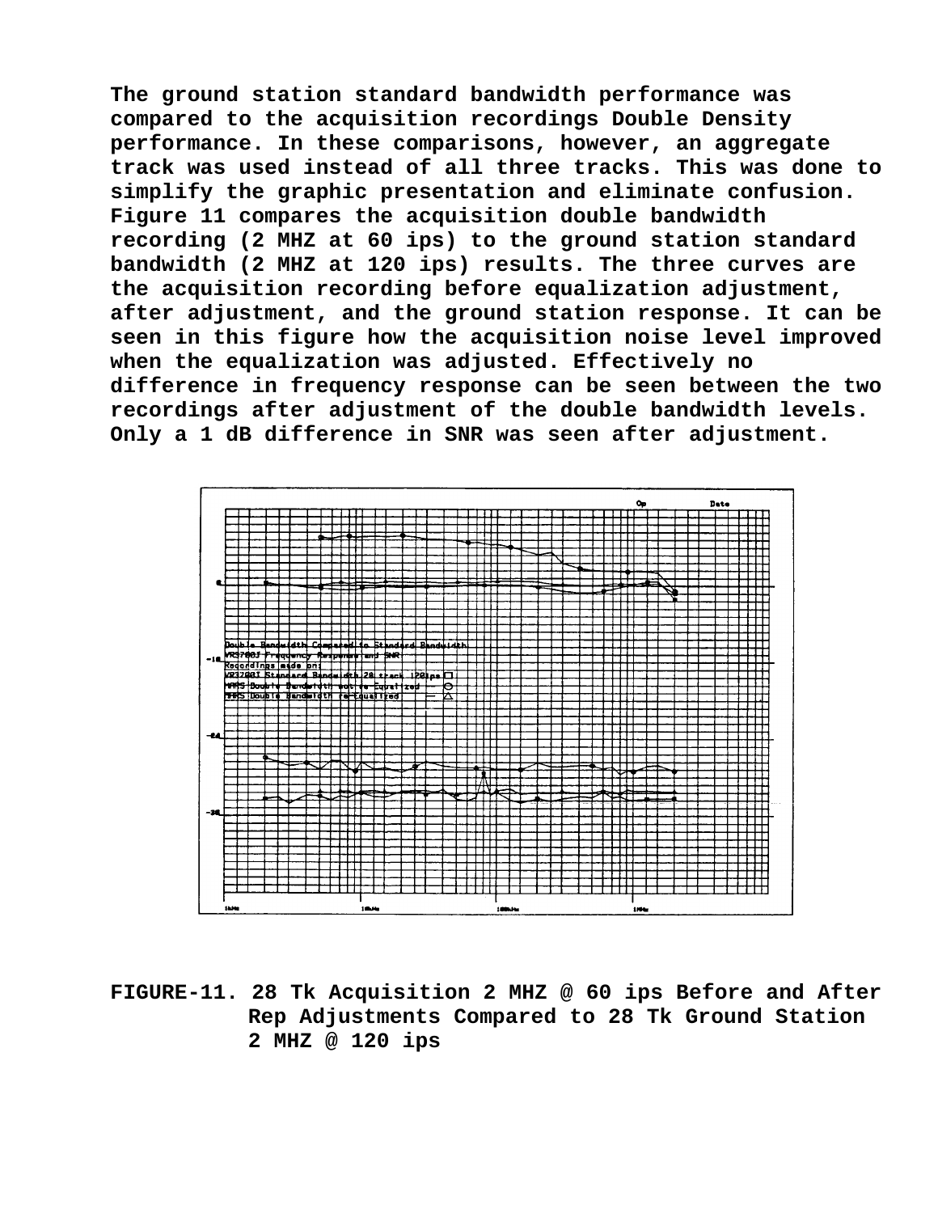The ground station standard bandwidth performance was compared to the acquisition recordings Double Density performance. In these comparisons, however, an aggregate track was used instead of all three tracks. This was done to simplify the graphic presentation and eliminate confusion. Figure 11 compares the acquisition double bandwidth recording (2 MHZ at 60 ips) to the ground station standard bandwidth (2 MHZ at 120 ips) results. The three curves are the acquisition recording before equalization adjustment, after adjustment, and the ground station response. It can be seen in this figure how the acquisition noise level improved when the equalization was adjusted. Effectively no difference in frequency response can be seen between the two recordings after adjustment of the double bandwidth levels. Only a 1 dB difference in SNR was seen after adjustment.

FIGURE-11. 28 Tk Acquisition 2 MHZ @ 60 ips Before and After Rep Adjustments Compared to 28 Tk Ground Station 2 MHZ @ 120 ips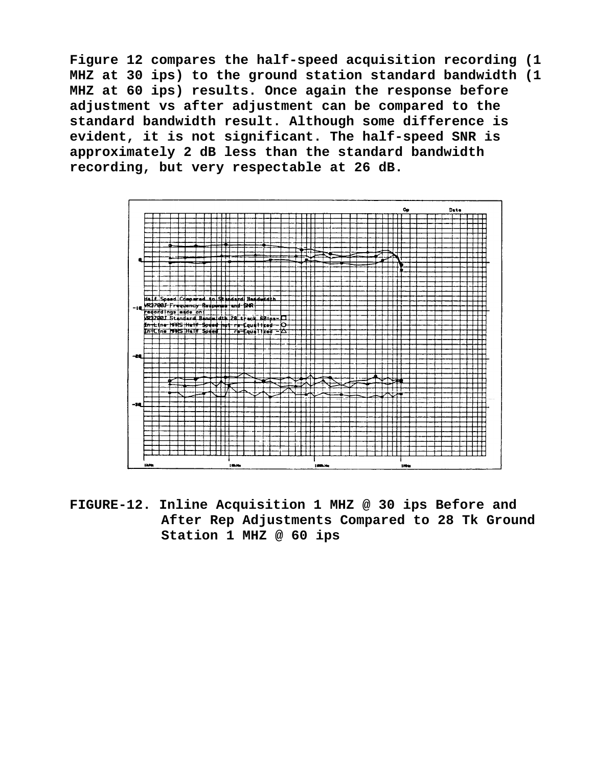Figure 12 compares the half-speed acquisition recording (1 MHZ at 30 ips) to the ground station standard bandwidth (1 MHZ at 60 ips) results. Once again the response before adjustment vs after adjustment can be compared to the standard bandwidth result. Although some difference is evident, it is not significant. The half-speed SNR is approximately 2 dB less than the standard bandwidth recording, but very respectable at 26 dB.

FIGURE-12. Inline Acquisition 1 MHZ @ 30 ips Before and After Rep Adjustments Compared to 28 Tk Ground Station 1 MHZ @ 60 ips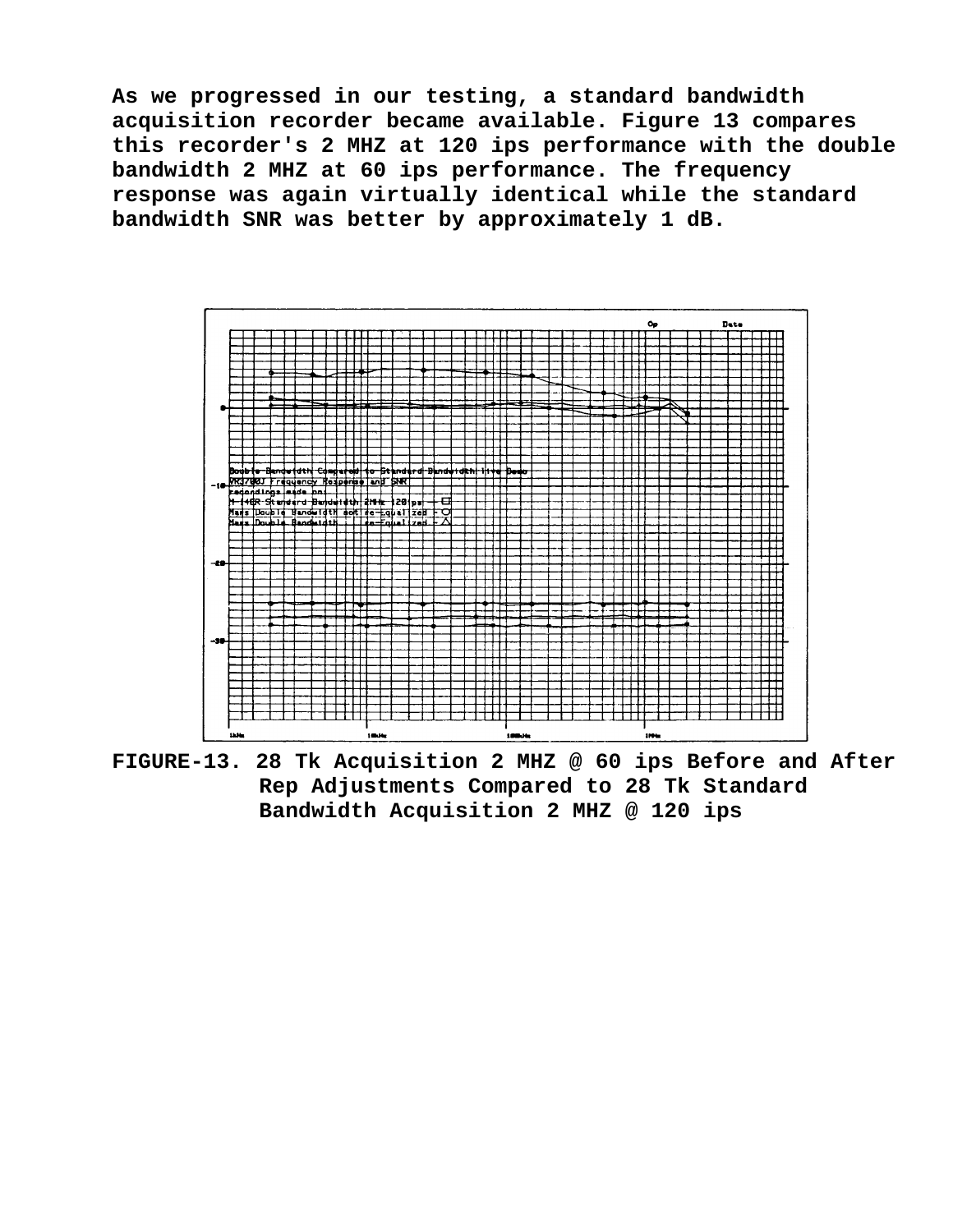As we progressed in our testing, a standard bandwidth acquisition recorder became available. Figure 13 compares this recorder's 2 MHZ at 120 ips performance with the double bandwidth 2 MHZ at 60 ips performance. The frequency response was again virtually identical while the standard bandwidth SNR was better by approximately 1 dB.

FIGURE-13. 28 Tk Acquisition 2 MHZ @ 60 ips Before and After Rep Adjustments Compared to 28 Tk Standard Bandwidth Acquisition 2 MHZ @ 120 ips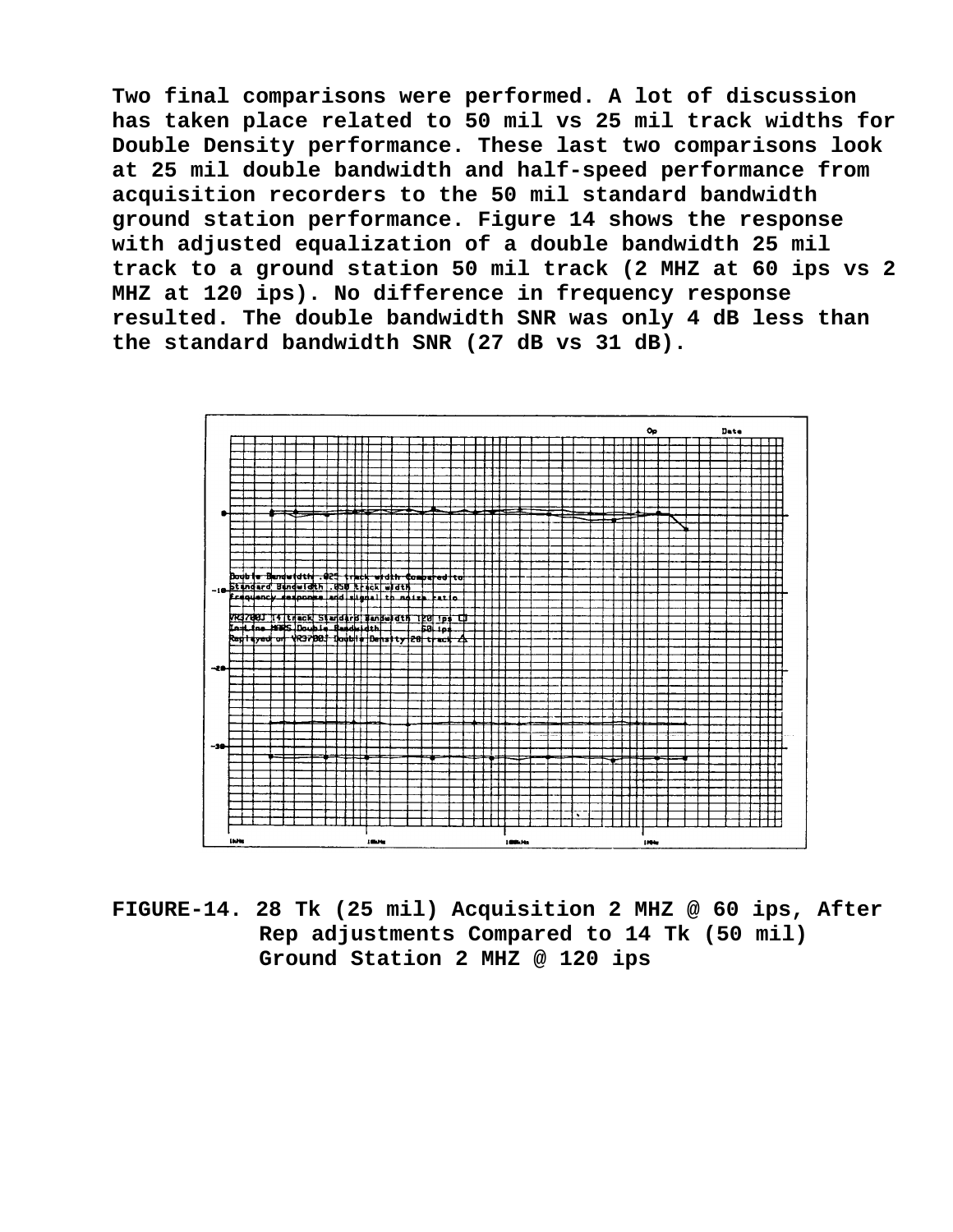Two final comparisons were performed. A lot of discussion has taken place related to 50 mil vs 25 mil track widths for Double Density performance. These last two comparisons look at 25 mil double bandwidth and half-speed performance from acquisition recorders to the 50 mil standard bandwidth ground station performance. Figure 14 shows the response with adjusted equalization of a double bandwidth 25 mil track to a ground station 50 mil track (2 MHZ at 60 ips vs 2 MHZ at 120 ips). No difference in frequency response resulted. The double bandwidth SNR was only 4 dB less than the standard bandwidth SNR (27 dB vs 31 dB).

FIGURE-14. 28 Tk (25 mil) Acquisition 2 MHZ @ 60 ips, After Rep adjustments Compared to 14 Tk (50 mil) Ground Station 2 MHZ @ 120 ips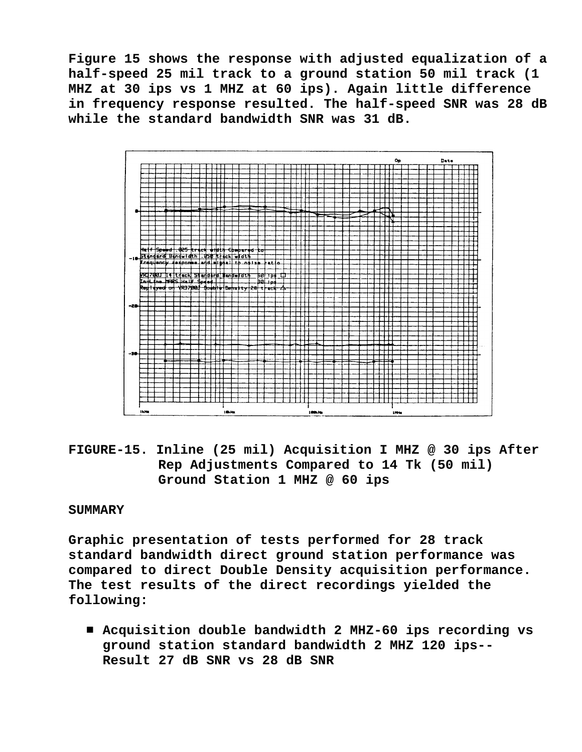Figure 15 shows the response with adjusted equalization of a half-speed 25 mil track to a ground station 50 mil track (1 MHZ at 30 ips vs 1 MHZ at 60 ips). Again little difference in frequency response resulted. The half-speed SNR was 28 dB while the standard bandwidth SNR was 31 dB.

FIGURE-15. Inline (25 mil) Acquisition I MHZ @ 30 ips After Rep Adjustments Compared to 14 Tk (50 mil) Ground Station 1 MHZ @ 60 ips

## SUMMARY

Graphic presentation of tests performed for 28 track standard bandwidth direct ground station performance was compared to direct Double Density acquisition performance. The test results of the direct recordings yielded the following:

- Acquisition double bandwidth 2 MHZ-60 ips recording vs ground station standard bandwidth 2 MHZ 120 ips-- Result 27 dB SNR vs 28 dB SNR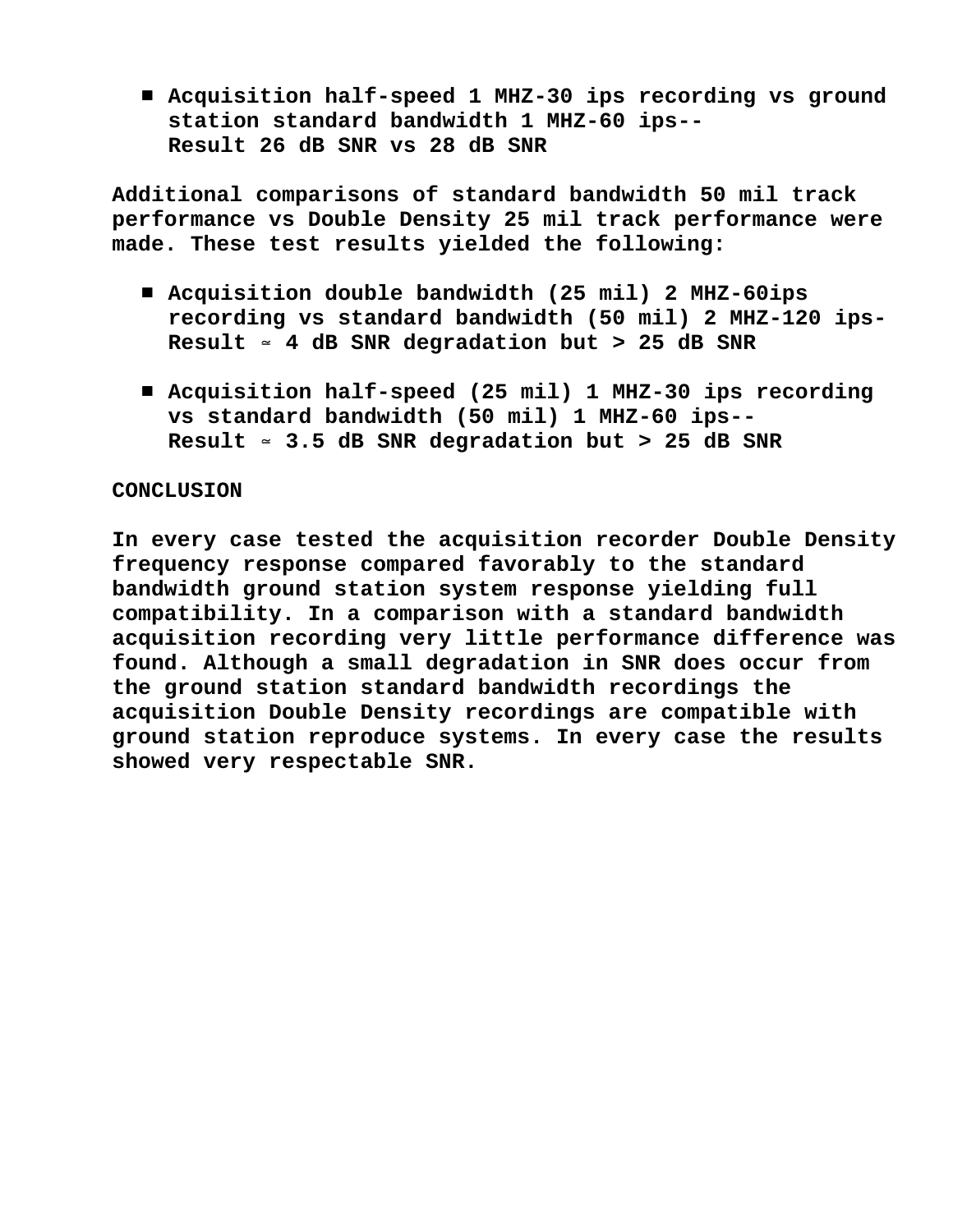- **Acquisition half-speed 1 MHZ-30 ips recording vs ground station standard bandwidth 1 MHZ-60 ips--**
  **Result 26 dB SNR vs 28 dB SNR**

**Additional comparisons of standard bandwidth 50 mil track performance vs Double Density 25 mil track performance were made. These test results yielded the following:**

- **Acquisition double bandwidth (25 mil) 2 MHZ-60ips recording vs standard bandwidth (50 mil) 2 MHZ-120 ips-**
  **Result ≃ 4 dB SNR degradation but > 25 dB SNR**

- **Acquisition half-speed (25 mil) 1 MHZ-30 ips recording vs standard bandwidth (50 mil) 1 MHZ-60 ips--**
  **Result ≃ 3.5 dB SNR degradation but > 25 dB SNR**

## CONCLUSION

**In every case tested the acquisition recorder Double Density frequency response compared favorably to the standard bandwidth ground station system response yielding full compatibility. In a comparison with a standard bandwidth acquisition recording very little performance difference was found. Although a small degradation in SNR does occur from the ground station standard bandwidth recordings the acquisition Double Density recordings are compatible with ground station reproduce systems. In every case the results showed very respectable SNR.**